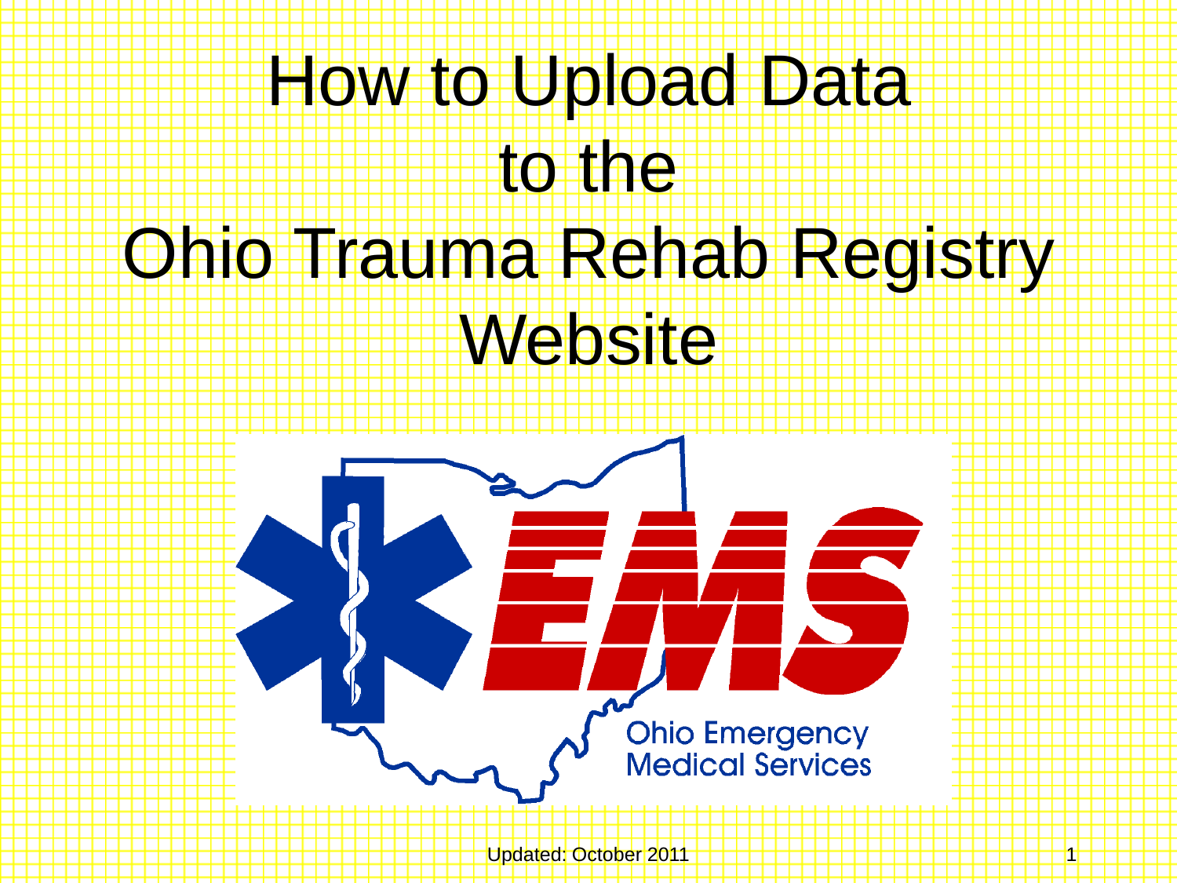# How to Upload Data to the Ohio Trauma Rehab Registry Website

Ohio Emergency Medical Services

Updated: October 2011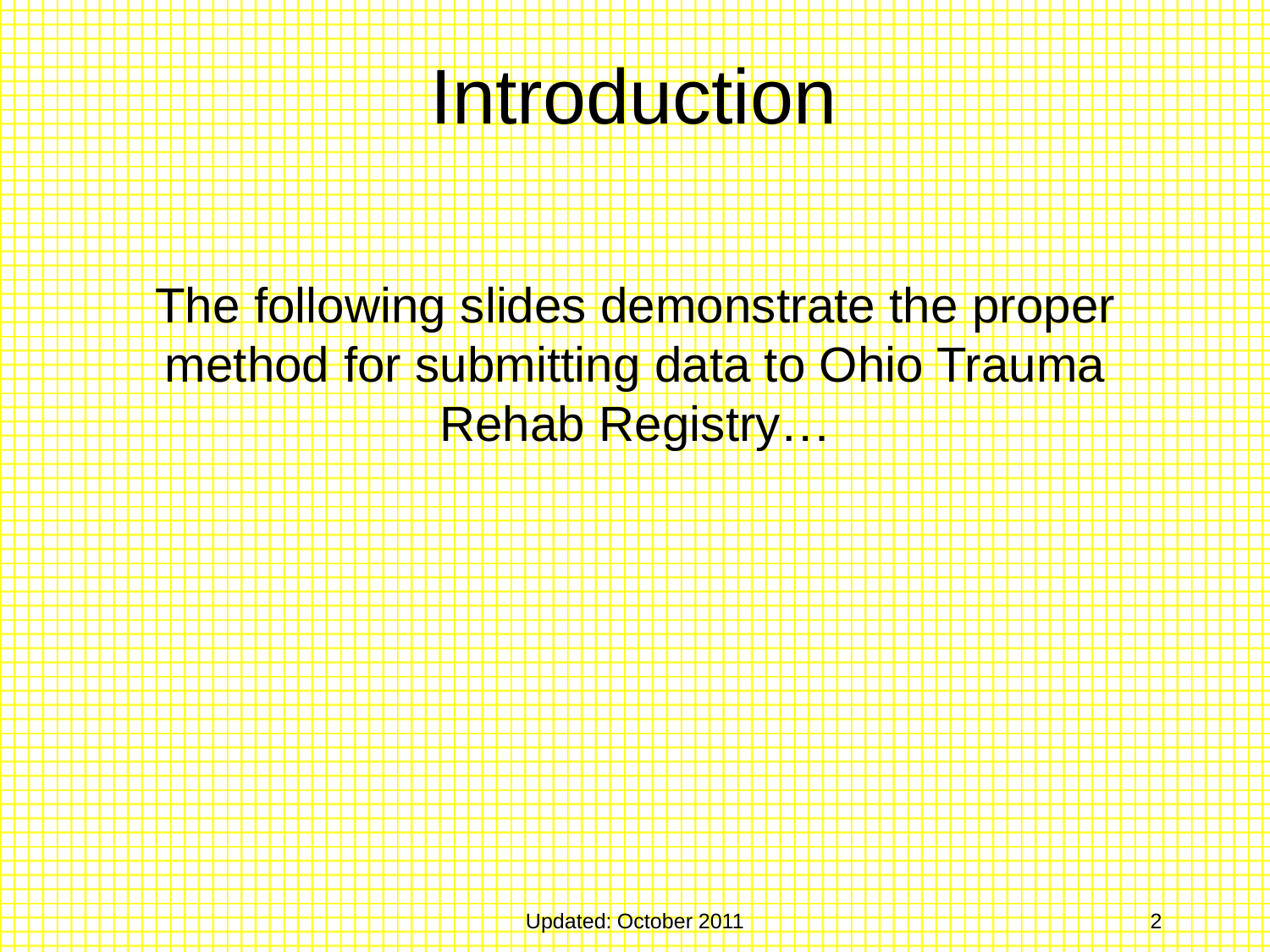# Introduction

The following slides demonstrate the proper method for submitting data to Ohio Trauma Rehab Registry…

Updated: October 2011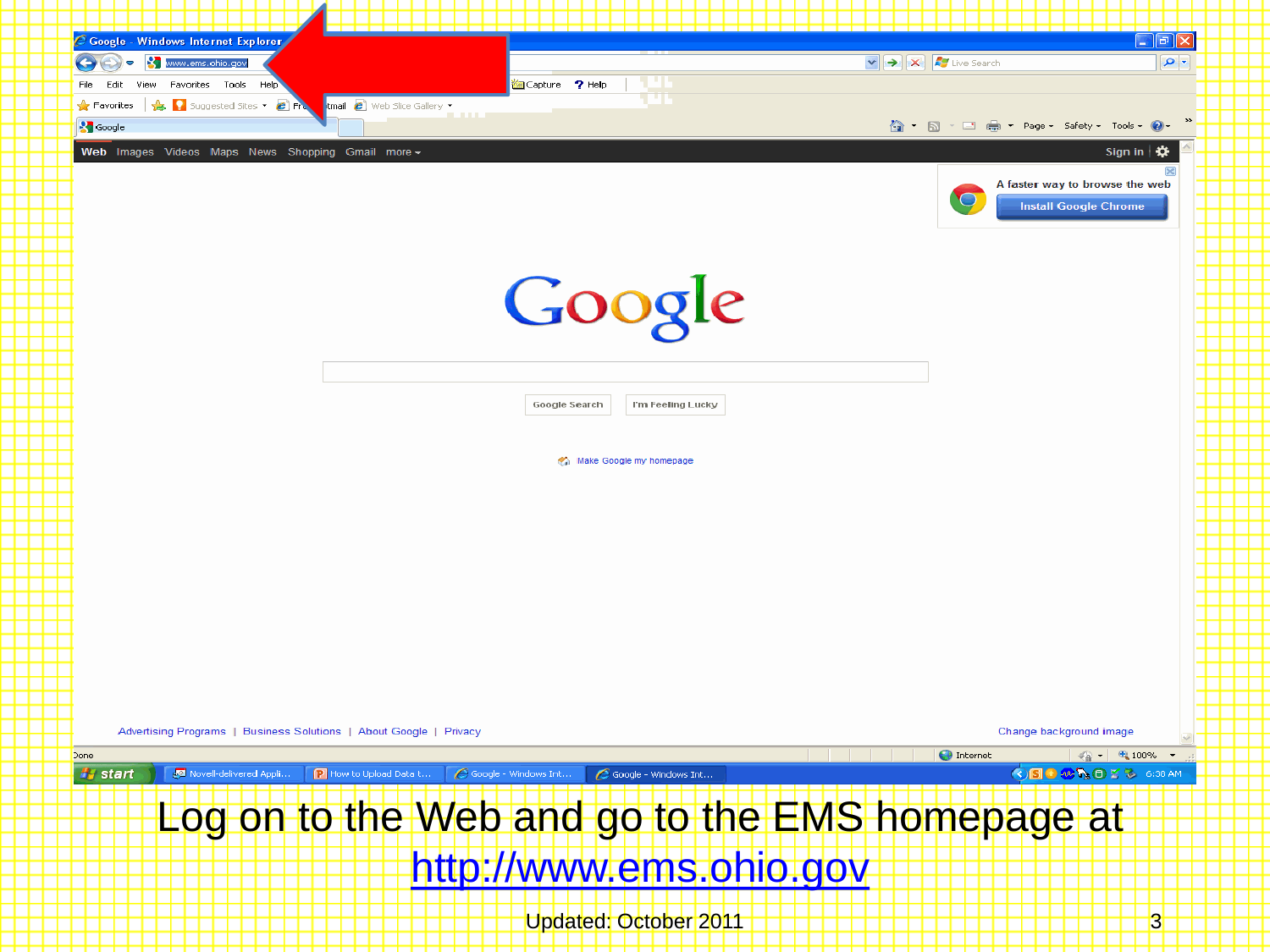Log on to the Web and go to the EMS homepage at [http://www.ems.ohio.gov](http://www.ems.ohio.gov)

Updated: October 2011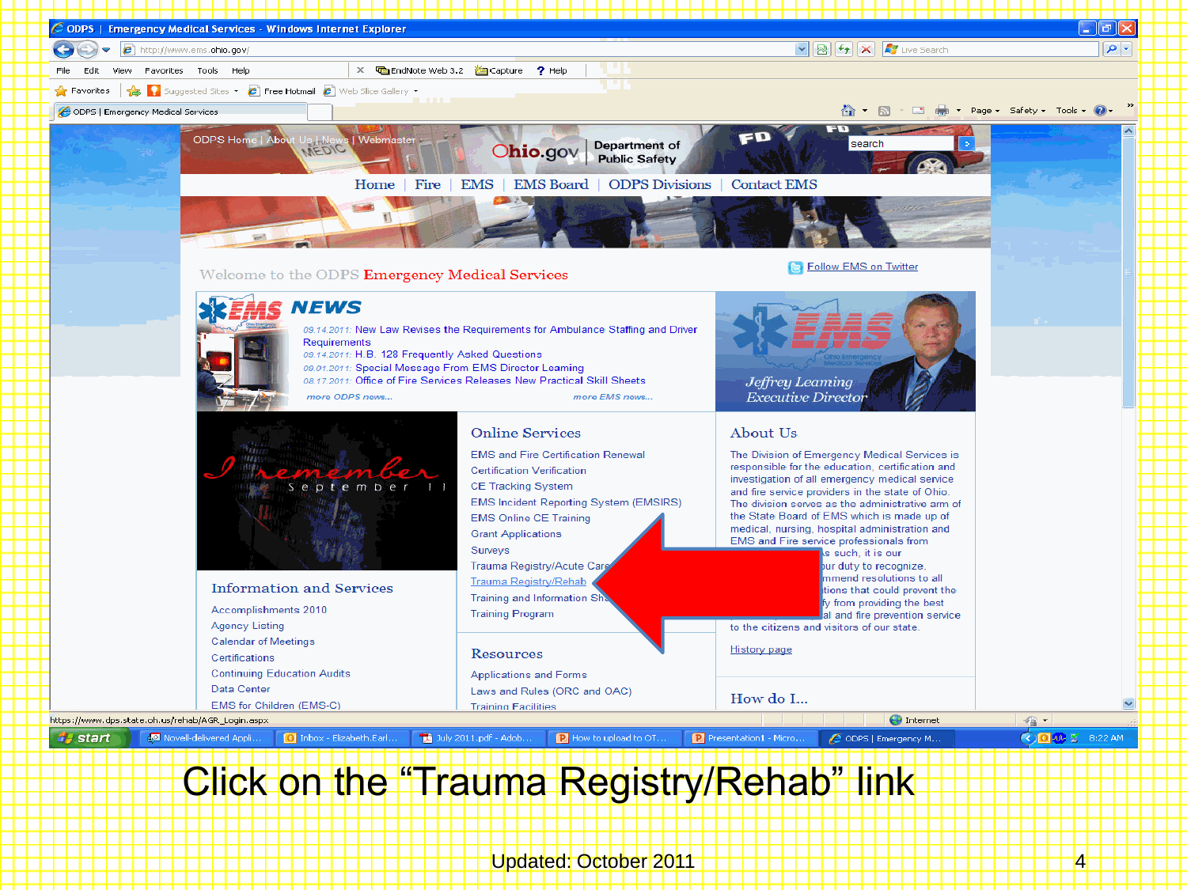Click on the “Trauma Registry/Rehab” link

Updated: October 2011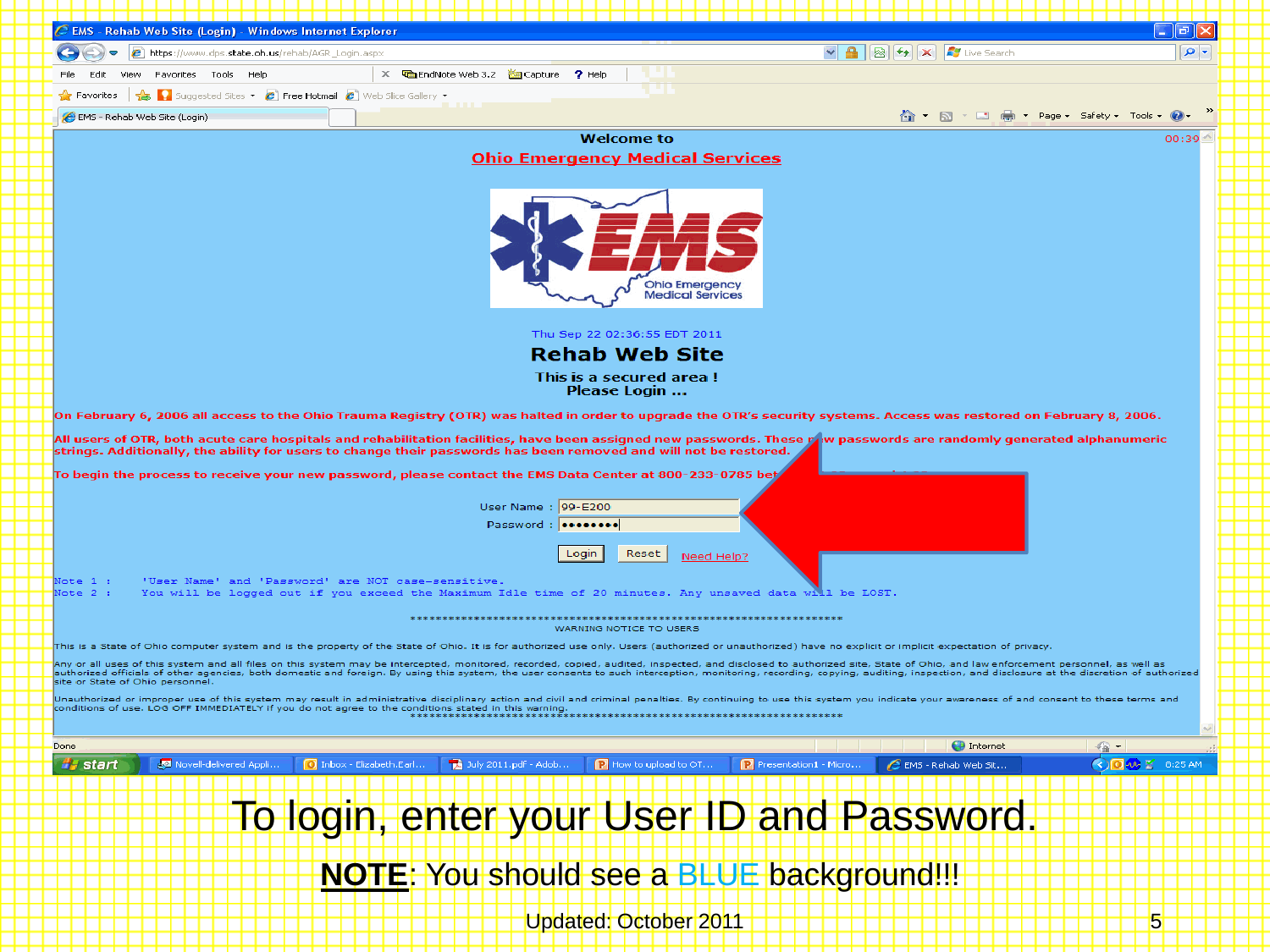Welcome to

Ohio Emergency Medical Services

Thu Sep 22 02:36:55 EDT 2011

**Rehab Web Site**

This is a secured area !
Please Login ...

On February 6, 2006 all access to the Ohio Trauma Registry (OTR) was halted in order to upgrade the OTR's security systems. Access was restored on February 8, 2006.

All users of OTR, both acute care hospitals and rehabilitation facilities, have been assigned new passwords. These new passwords are randomly generated alphanumeric strings. Additionally, the ability for users to change their passwords has been removed and will not be restored.

To begin the process to receive your new password, please contact the EMS Data Center at 800-233-0785 bet...

User Name : 99-E200
Password : ••••••••

Login | Reset | Need Help?

Note 1 : 'User Name' and 'Password' are NOT case-sensitive.
Note 2 : You will be logged out if you exceed the Maximum Idle time of 20 minutes. Any unsaved data will be LOST.

WARNING NOTICE TO USERS

This is a State of Ohio computer system and is the property of the State of Ohio. It is for authorized use only. Users (authorized or unauthorized) have no explicit or implicit expectation of privacy.

Any or all uses of this system and all files on this system may be intercepted, monitored, recorded, copied, audited, inspected, and disclosed to authorized site, State of Ohio, and law enforcement personnel, as well as authorized officials of other agencies, both domestic and foreign. By using this system, the user consents to such interception, monitoring, recording, copying, auditing, inspection, and disclosure at the discretion of authorized site or State of Ohio personnel.

Unauthorized or improper use of this system may result in administrative disciplinary action and civil and criminal penalties. By continuing to use this system you indicate your awareness of and consent to these terms and conditions of use. LOG OFF IMMEDIATELY if you do not agree to the conditions stated in this warning.

To login, enter your User ID and Password.

**NOTE**: You should see a BLUE background!!!

Updated: October 2011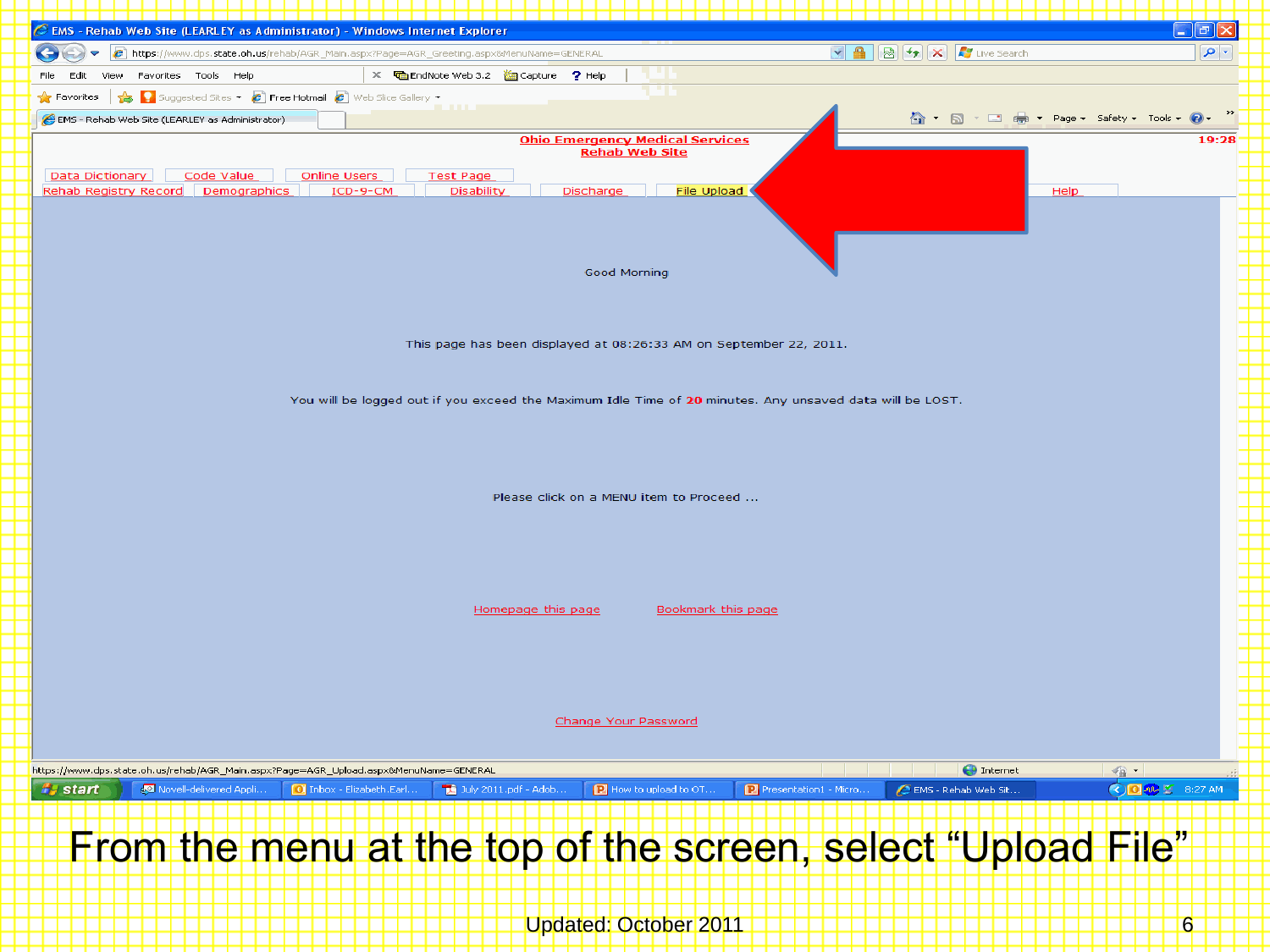From the menu at the top of the screen, select “Upload File”

Updated: October 2011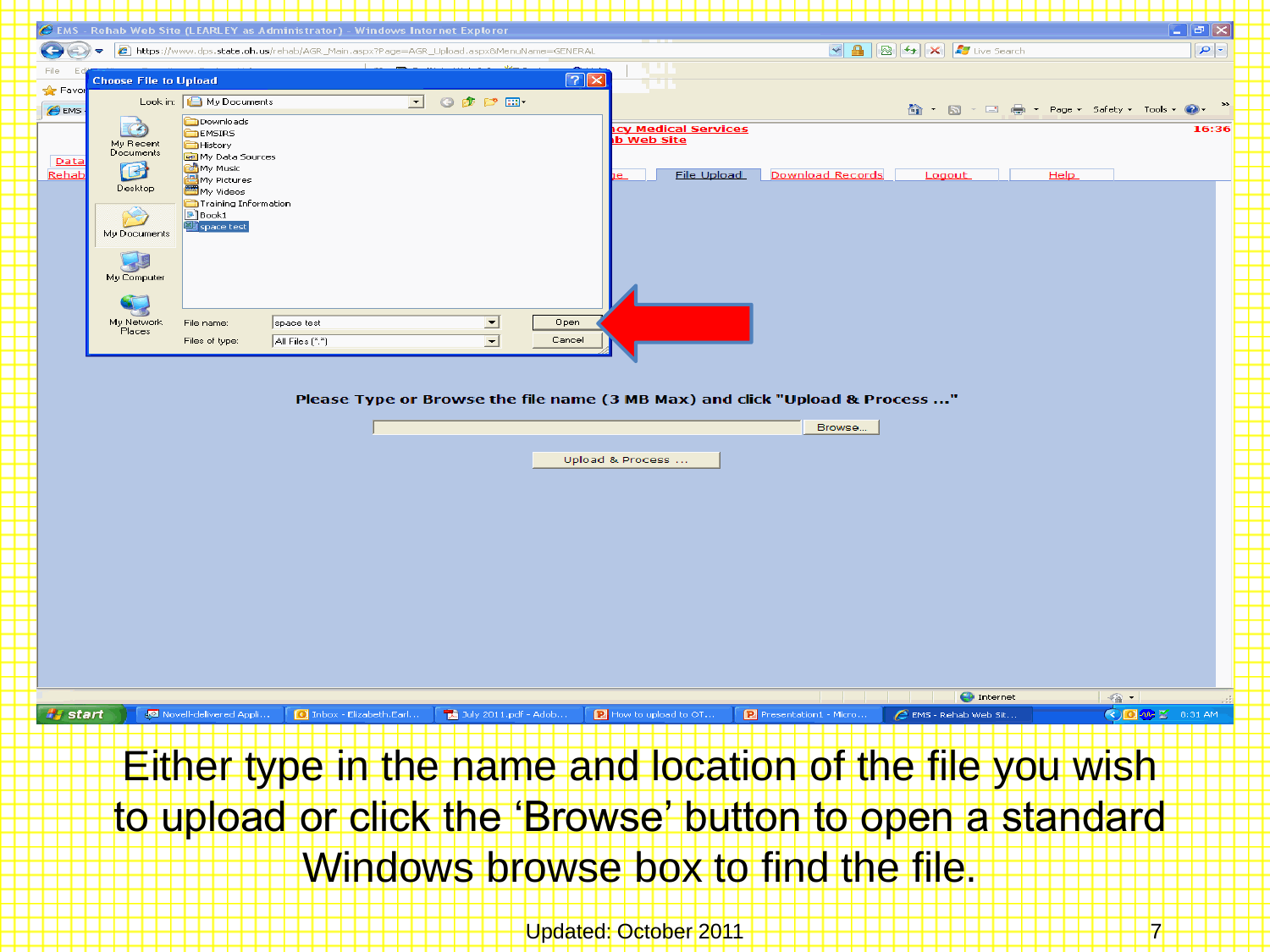Either type in the name and location of the file you wish to upload or click the ‘Browse’ button to open a standard Windows browse box to find the file.

Updated: October 2011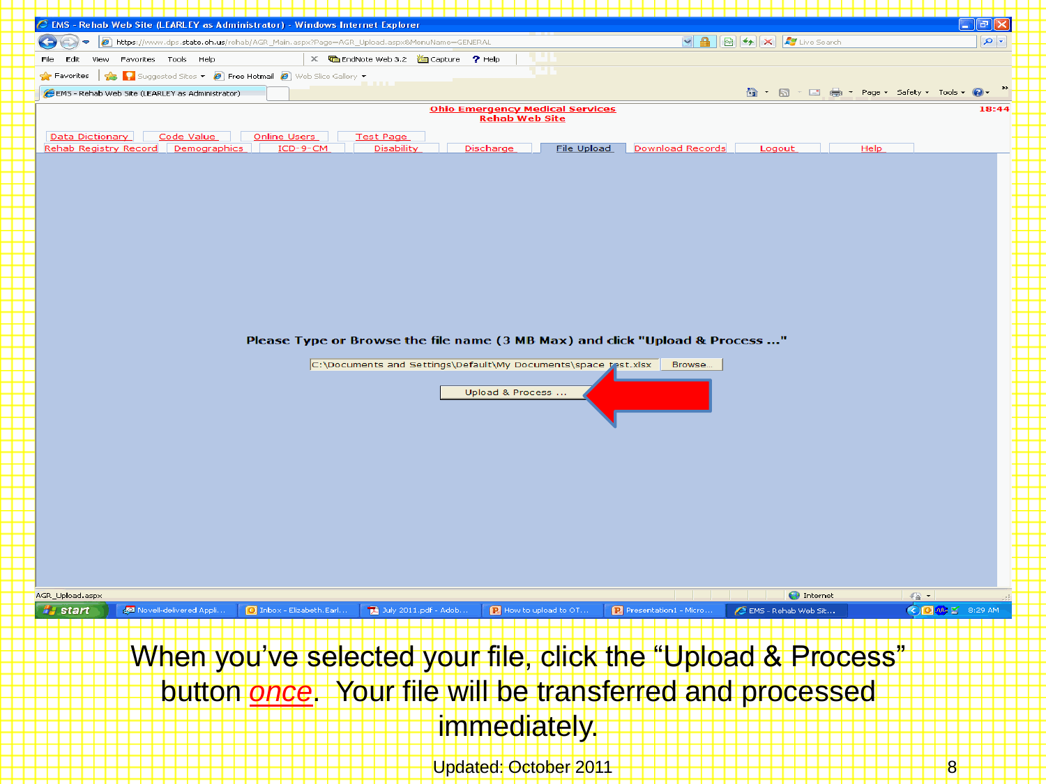When you've selected your file, click the "Upload & Process" button *once*. Your file will be transferred and processed immediately.

Updated: October 2011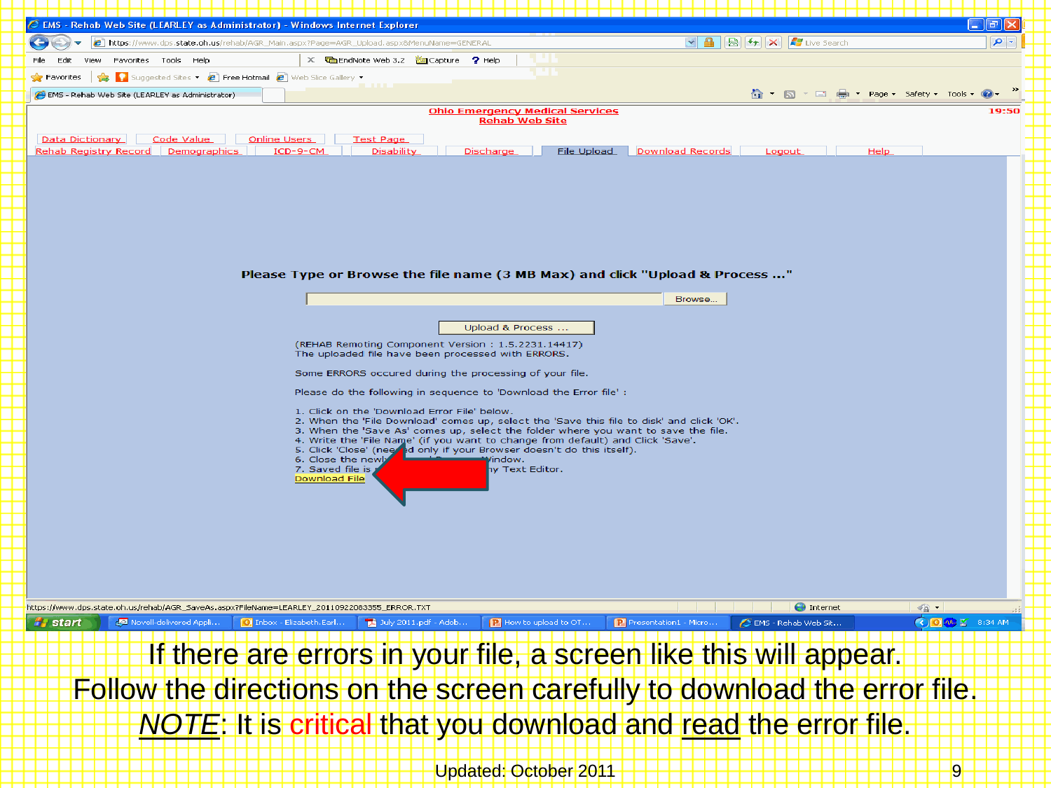Please Type or Browse the file name (3 MB Max) and click "Upload & Process ..."

Browse...

Upload & Process ...

(REHAB Remoting Component Version : 1.5.2231.14417)
The uploaded file have been processed with ERRORS.

Some ERRORS occured during the processing of your file.

Please do the following in sequence to 'Download the Error file' :

1. Click on the 'Download Error File' below.
2. When the 'File Download' comes up, select the 'Save this file to disk' and click 'OK'.
3. When the 'Save As' comes up, select the folder where you want to save the file.
4. Write the 'File Name' (if you want to change from default) and Click 'Save'.
5. Click 'Close' (needed only if your Browser doesn't do this itself).
6. Close the newly opened Browser Window.
7. Saved file is readable in any Text Editor.

Download File

If there are errors in your file, a screen like this will appear.
Follow the directions on the screen carefully to download the error file.
*NOTE*: It is critical that you download and read the error file.

Updated: October 2011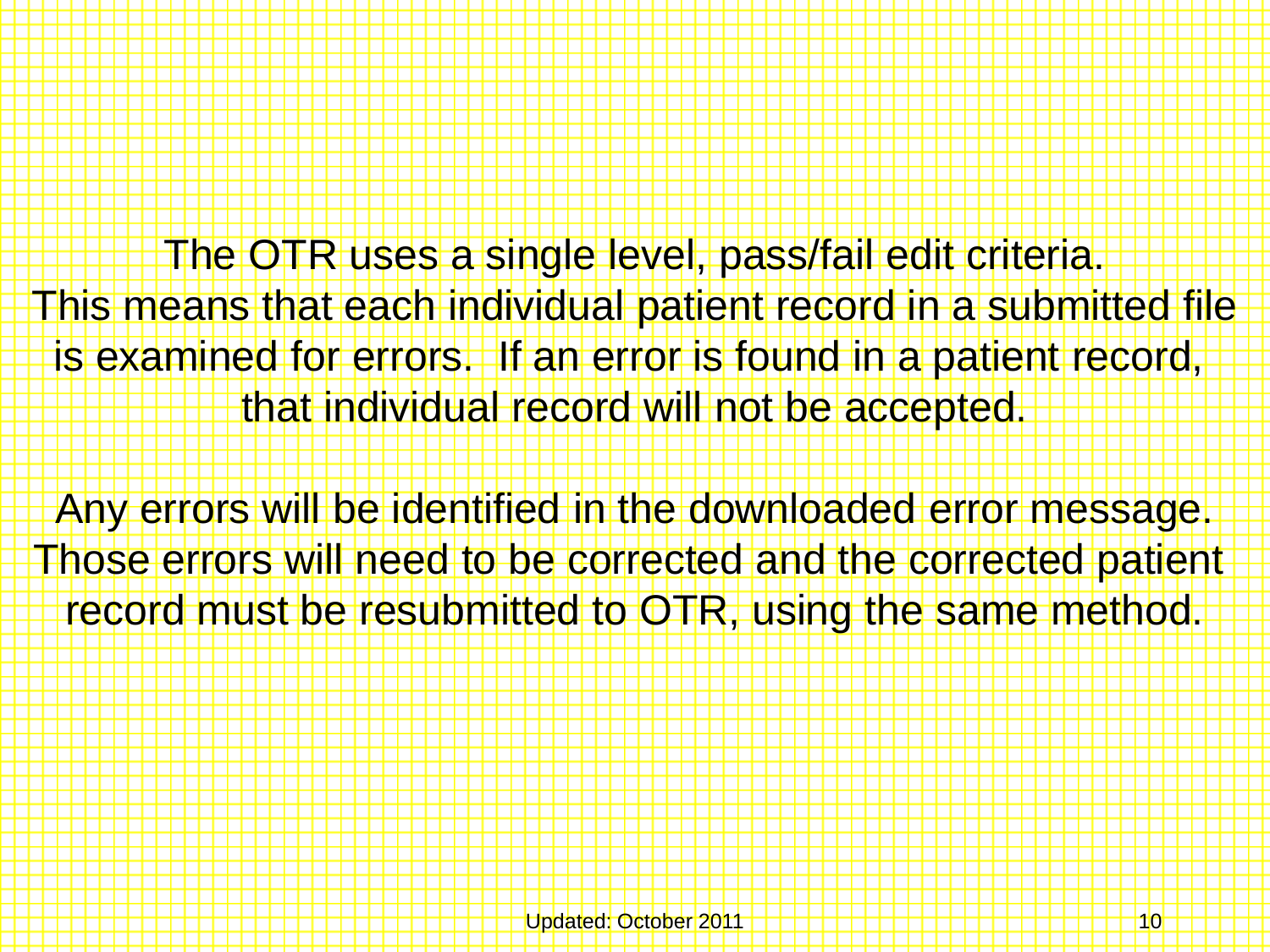The OTR uses a single level, pass/fail edit criteria. This means that each individual patient record in a submitted file is examined for errors. If an error is found in a patient record, that individual record will not be accepted.

Any errors will be identified in the downloaded error message. Those errors will need to be corrected and the corrected patient record must be resubmitted to OTR, using the same method.

Updated: October 2011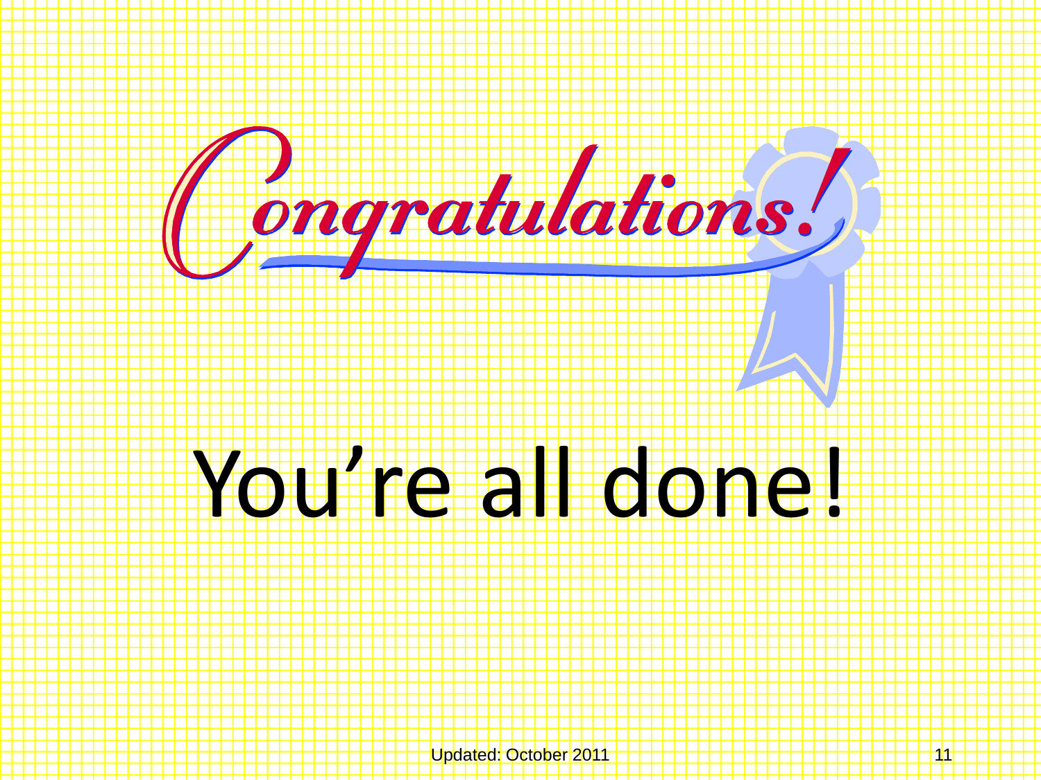# Congratulations!

You're all done!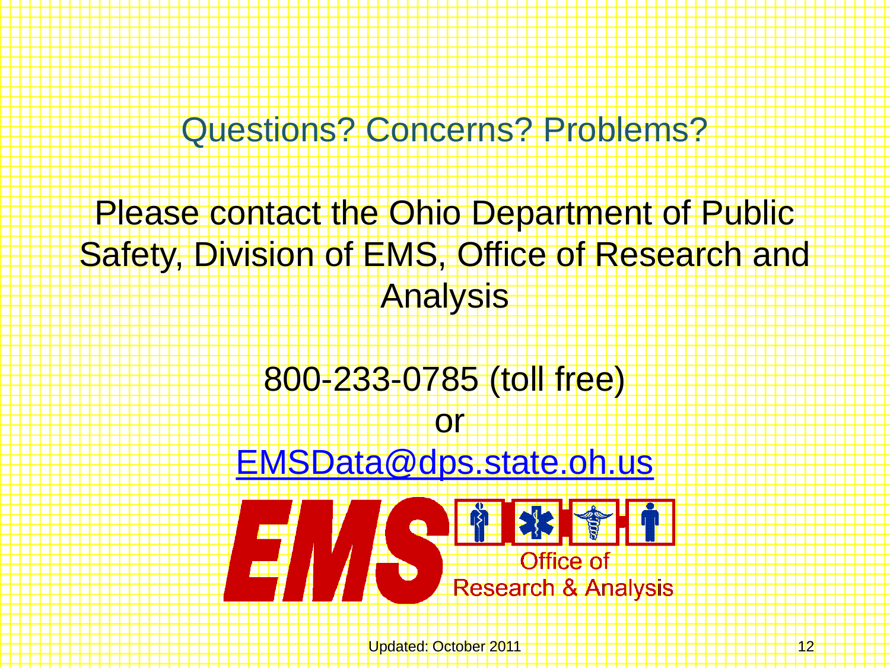# Questions? Concerns? Problems?

Please contact the Ohio Department of Public Safety, Division of EMS, Office of Research and Analysis

800-233-0785 (toll free)

or

EMSData@dps.state.oh.us

EMS Office of Research & Analysis

Updated: October 2011